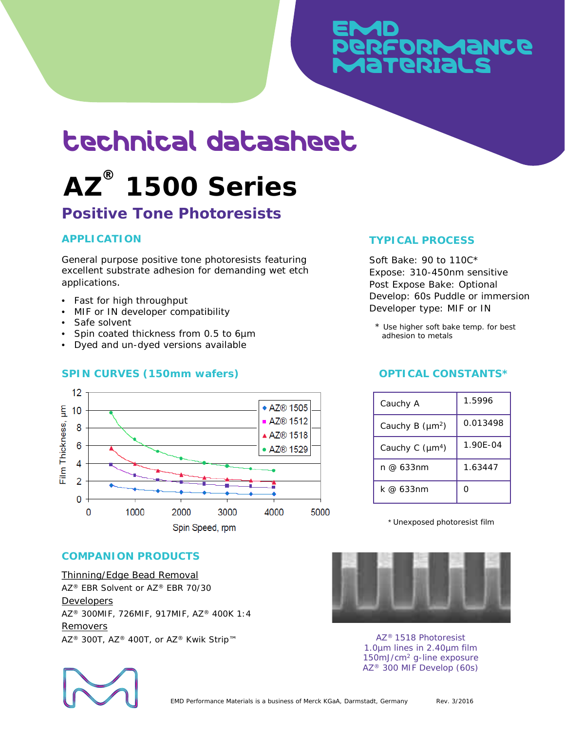# technical datasheet

# AZ® 1500 Series

## Positive Tone Photoresists

### APPLICATION

General purpose positive tone photoresists featuring excellent substrate adhesion for demanding wet etch applications.

- Fast for high throughput
- MIF or IN developer compatibility
- Safe solvent
- Spin coated thickness from 0.5 to 6µm
- Dyed and un-dyed versions available

### TYPICAL PROCESS

Soft Bake: 90 to 110C*
Expose: 310-450nm sensitive
Post Expose Bake: Optional
Develop: 60s Puddle or immersion
Developer type: MIF or IN

\* Use higher soft bake temp. for best adhesion to metals

### SPIN CURVES (150mm wafers)

### OPTICAL CONSTANTS*

| | |
|---|---|
| Cauchy A | 1.5996 |
| Cauchy B ($\mu m^2$) | 0.013498 |
| Cauchy C ($\mu m^4$) | 1.90E-04 |
| n @ 633nm | 1.63447 |
| k @ 633nm | 0 |

\* Unexposed photoresist film

### COMPANION PRODUCTS

Thinning/Edge Bead Removal
AZ® EBR Solvent or AZ® EBR 70/30

Developers
AZ® 300MIF, 726MIF, 917MIF, AZ® 400K 1:4

Removers
AZ® 300T, AZ® 400T, or AZ® Kwik Strip™

AZ® 1518 Photoresist
1.0µm lines in 2.40µm film
150mJ/cm² g-line exposure
AZ® 300 MIF Develop (60s)

EMD Performance Materials is a business of Merck KGaA, Darmstadt, Germany    Rev. 3/2016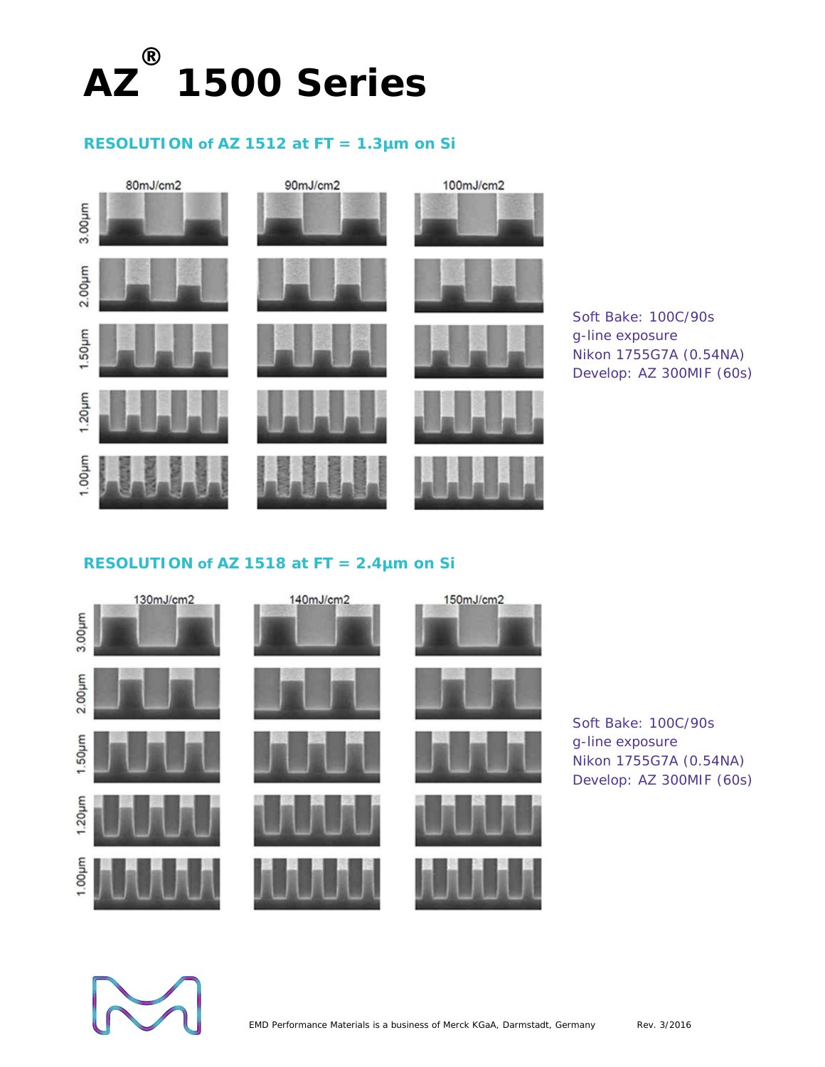# AZ® 1500 Series

## RESOLUTION of AZ 1512 at FT = 1.3µm on Si

80mJ/cm2 90mJ/cm2 100mJ/cm2

3.00µm
2.00µm
1.50µm
1.20µm
1.00µm

Soft Bake: 100C/90s
g-line exposure
Nikon 1755G7A (0.54NA)
Develop: AZ 300MIF (60s)

## RESOLUTION of AZ 1518 at FT = 2.4µm on Si

130mJ/cm2 140mJ/cm2 150mJ/cm2

3.00µm
2.00µm
1.50µm
1.20µm
1.00µm

Soft Bake: 100C/90s
g-line exposure
Nikon 1755G7A (0.54NA)
Develop: AZ 300MIF (60s)

EMD Performance Materials is a business of Merck KGaA, Darmstadt, Germany

Rev. 3/2016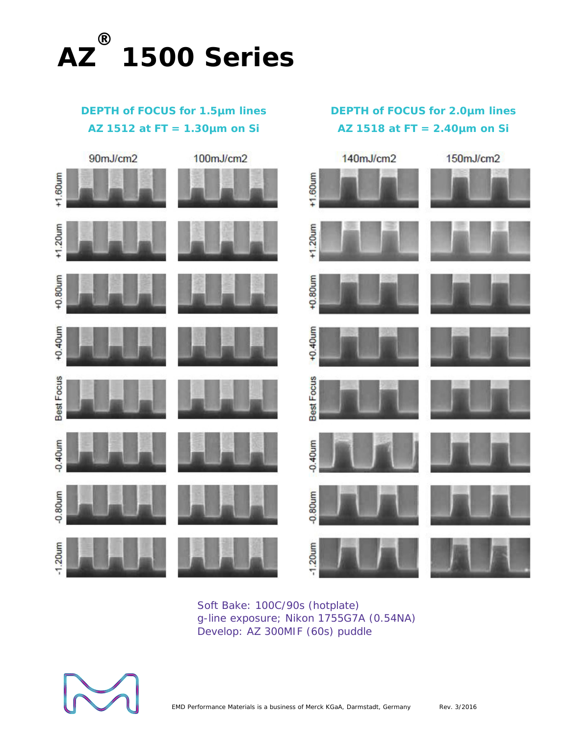# AZ® 1500 Series

## DEPTH of FOCUS for 1.5µm lines
### AZ 1512 at FT = 1.30µm on Si

90mJ/cm2 | 100mJ/cm2

+1.60um, +1.20um, +0.80um, +0.40um, Best Focus, -0.40um, -0.80um, -1.20um

## DEPTH of FOCUS for 2.0µm lines
### AZ 1518 at FT = 2.40µm on Si

140mJ/cm2 | 150mJ/cm2

+1.60um, +1.20um, +0.80um, +0.40um, Best Focus, -0.40um, -0.80um, -1.20um

Soft Bake: 100C/90s (hotplate)
g-line exposure; Nikon 1755G7A (0.54NA)
Develop: AZ 300MIF (60s) puddle

EMD Performance Materials is a business of Merck KGaA, Darmstadt, Germany

Rev. 3/2016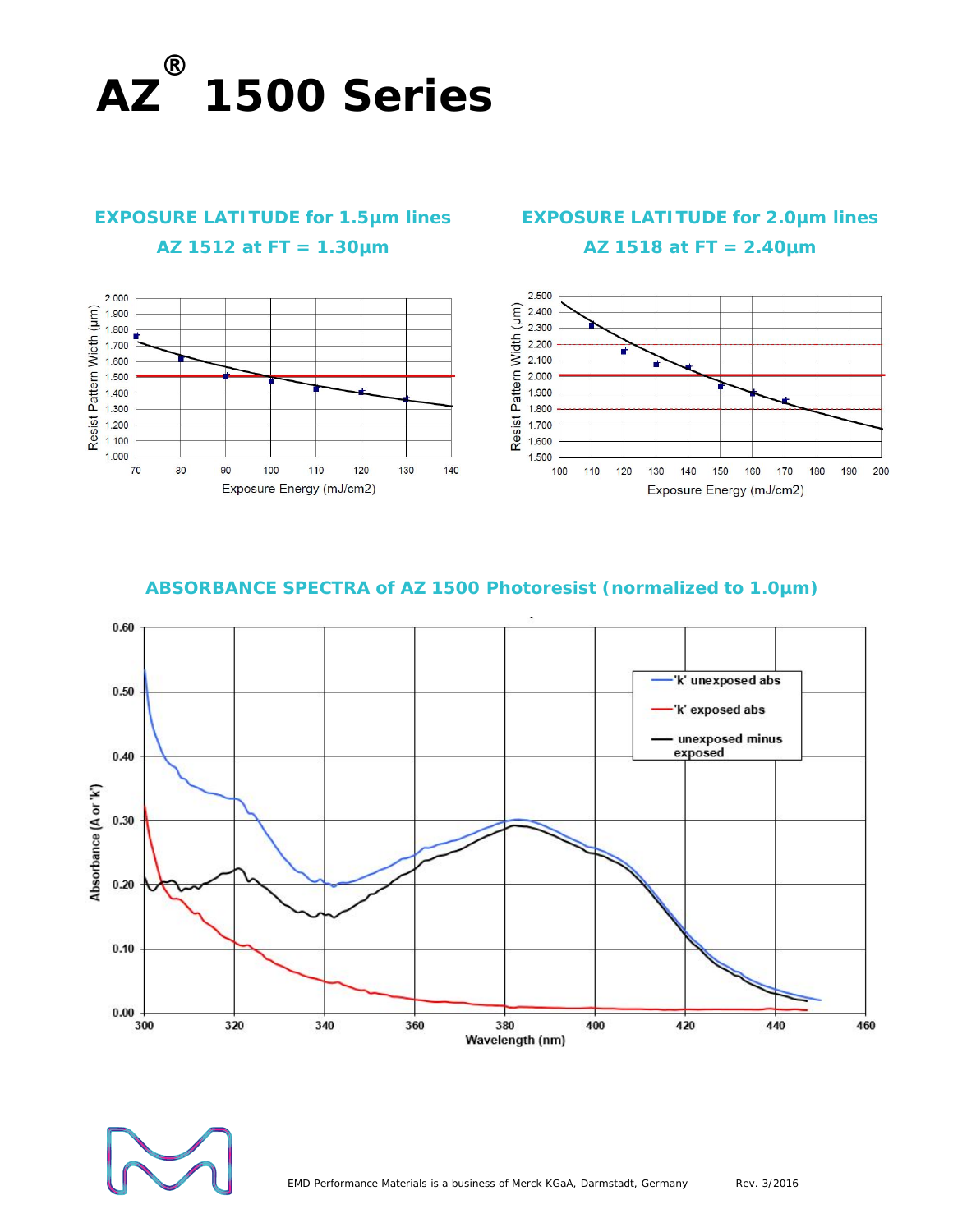# AZ® 1500 Series

## EXPOSURE LATITUDE for 1.5µm lines

### AZ 1512 at FT = 1.30µm

## EXPOSURE LATITUDE for 2.0µm lines

### AZ 1518 at FT = 2.40µm

## ABSORBANCE SPECTRA of AZ 1500 Photoresist (normalized to 1.0µm)

EMD Performance Materials is a business of Merck KGaA, Darmstadt, Germany

Rev. 3/2016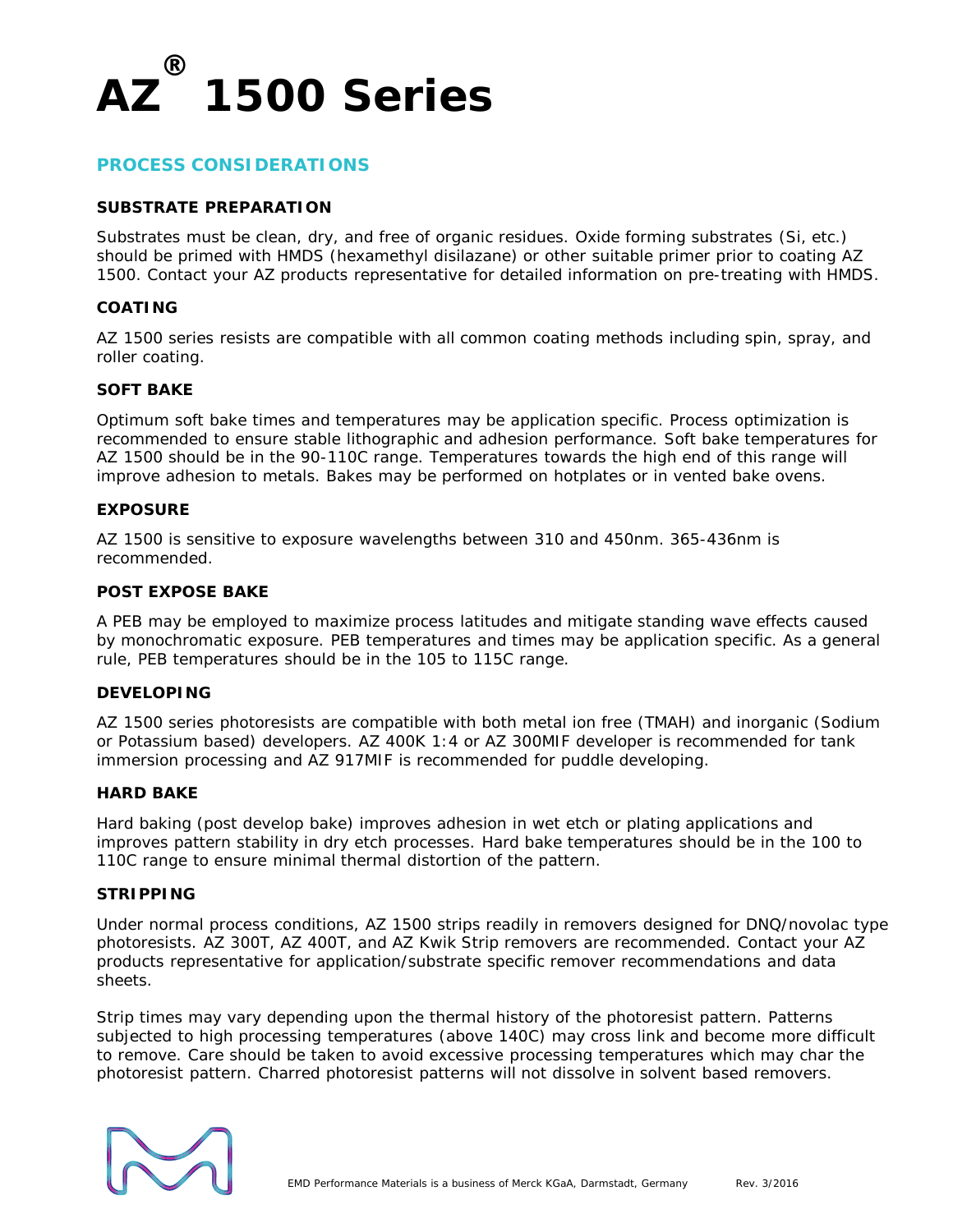# AZ® 1500 Series

## PROCESS CONSIDERATIONS

### SUBSTRATE PREPARATION

Substrates must be clean, dry, and free of organic residues. Oxide forming substrates (Si, etc.) should be primed with HMDS (hexamethyl disilazane) or other suitable primer prior to coating AZ 1500. Contact your AZ products representative for detailed information on pre-treating with HMDS.

### COATING

AZ 1500 series resists are compatible with all common coating methods including spin, spray, and roller coating.

### SOFT BAKE

Optimum soft bake times and temperatures may be application specific. Process optimization is recommended to ensure stable lithographic and adhesion performance. Soft bake temperatures for AZ 1500 should be in the 90-110C range. Temperatures towards the high end of this range will improve adhesion to metals. Bakes may be performed on hotplates or in vented bake ovens.

### EXPOSURE

AZ 1500 is sensitive to exposure wavelengths between 310 and 450nm. 365-436nm is recommended.

### POST EXPOSE BAKE

A PEB may be employed to maximize process latitudes and mitigate standing wave effects caused by monochromatic exposure. PEB temperatures and times may be application specific. As a general rule, PEB temperatures should be in the 105 to 115C range.

### DEVELOPING

AZ 1500 series photoresists are compatible with both metal ion free (TMAH) and inorganic (Sodium or Potassium based) developers. AZ 400K 1:4 or AZ 300MIF developer is recommended for tank immersion processing and AZ 917MIF is recommended for puddle developing.

### HARD BAKE

Hard baking (post develop bake) improves adhesion in wet etch or plating applications and improves pattern stability in dry etch processes. Hard bake temperatures should be in the 100 to 110C range to ensure minimal thermal distortion of the pattern.

### STRIPPING

Under normal process conditions, AZ 1500 strips readily in removers designed for DNQ/novolac type photoresists. AZ 300T, AZ 400T, and AZ Kwik Strip removers are recommended. Contact your AZ products representative for application/substrate specific remover recommendations and data sheets.

Strip times may vary depending upon the thermal history of the photoresist pattern. Patterns subjected to high processing temperatures (above 140C) may cross link and become more difficult to remove. Care should be taken to avoid excessive processing temperatures which may char the photoresist pattern. Charred photoresist patterns will not dissolve in solvent based removers.

EMD Performance Materials is a business of Merck KGaA, Darmstadt, Germany Rev. 3/2016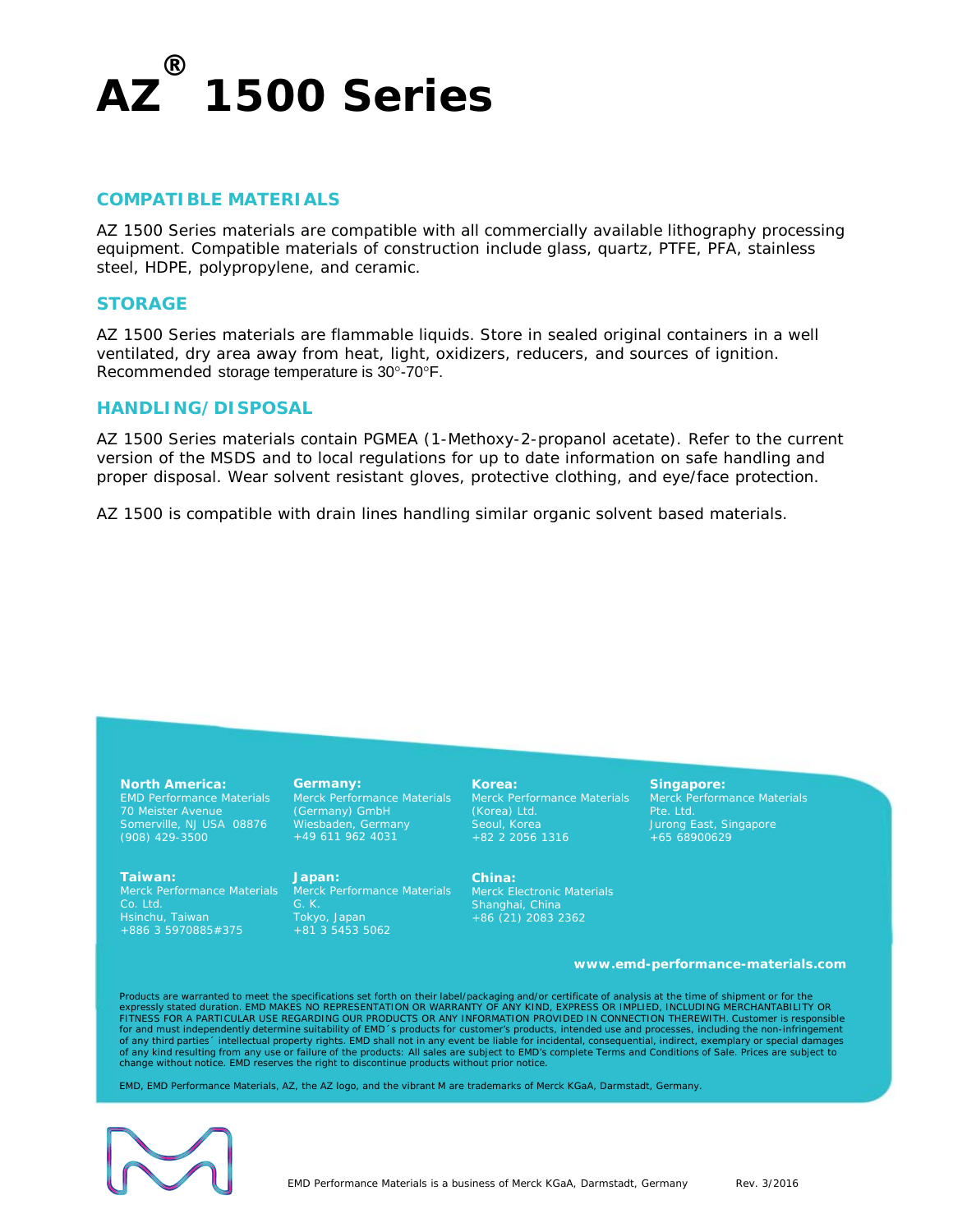# AZ® 1500 Series

## COMPATIBLE MATERIALS

AZ 1500 Series materials are compatible with all commercially available lithography processing equipment. Compatible materials of construction include glass, quartz, PTFE, PFA, stainless steel, HDPE, polypropylene, and ceramic.

## STORAGE

AZ 1500 Series materials are flammable liquids. Store in sealed original containers in a well ventilated, dry area away from heat, light, oxidizers, reducers, and sources of ignition. Recommended storage temperature is 30°-70°F.

## HANDLING/DISPOSAL

AZ 1500 Series materials contain PGMEA (1-Methoxy-2-propanol acetate). Refer to the current version of the MSDS and to local regulations for up to date information on safe handling and proper disposal. Wear solvent resistant gloves, protective clothing, and eye/face protection.

AZ 1500 is compatible with drain lines handling similar organic solvent based materials.

**North America:**
EMD Performance Materials
70 Meister Avenue
Somerville, NJ USA 08876
(908) 429-3500

**Germany:**
Merck Performance Materials (Germany) GmbH
Wiesbaden, Germany
+49 611 962 4031

**Korea:**
Merck Performance Materials (Korea) Ltd.
Seoul, Korea
+82 2 2056 1316

**Singapore:**
Merck Performance Materials Pte. Ltd.
Jurong East, Singapore
+65 68900629

**Taiwan:**
Merck Performance Materials Co. Ltd.
Hsinchu, Taiwan
+886 3 5970885#375

**Japan:**
Merck Performance Materials G. K.
Tokyo, Japan
+81 3 5453 5062

**China:**
Merck Electronic Materials
Shanghai, China
+86 (21) 2083 2362

**www.emd-performance-materials.com**

Products are warranted to meet the specifications set forth on their label/packaging and/or certificate of analysis at the time of shipment or for the expressly stated duration. EMD MAKES NO REPRESENTATION OR WARRANTY OF ANY KIND, EXPRESS OR IMPLIED, INCLUDING MERCHANTABILITY OR FITNESS FOR A PARTICULAR USE REGARDING OUR PRODUCTS OR ANY INFORMATION PROVIDED IN CONNECTION THEREWITH. Customer is responsible for and must independently determine suitability of EMD´s products for customer's products, intended use and processes, including the non-infringement of any third parties´ intellectual property rights. EMD shall not in any event be liable for incidental, consequential, indirect, exemplary or special damages of any kind resulting from any use or failure of the products: All sales are subject to EMD's complete Terms and Conditions of Sale. Prices are subject to change without notice. EMD reserves the right to discontinue products without prior notice.

EMD, EMD Performance Materials, AZ, the AZ logo, and the vibrant M are trademarks of Merck KGaA, Darmstadt, Germany.

EMD Performance Materials is a business of Merck KGaA, Darmstadt, Germany

Rev. 3/2016